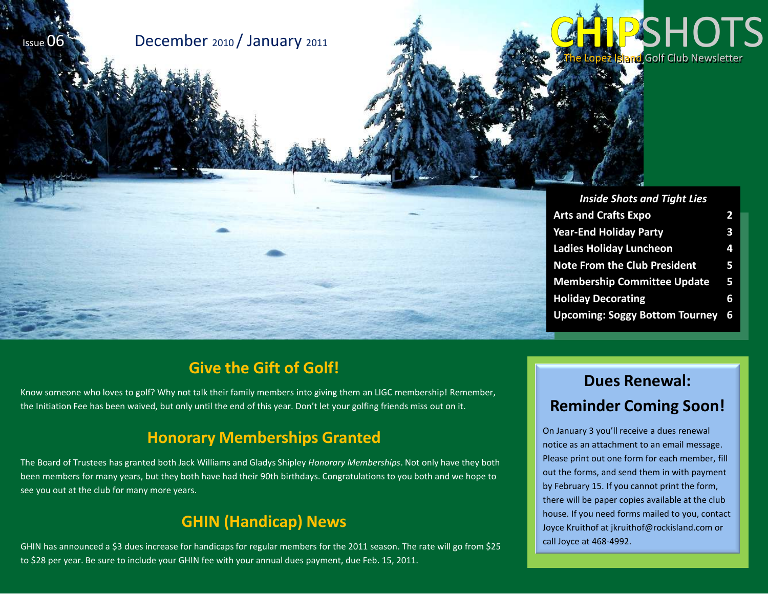Issue 06

December 2010 / January 2011

# CHIPSHOTS

The Lopez Island Golf Club Newsletter

***Inside Shots and Tight Lies***

| | |
|---|---|
| **Arts and Crafts Expo** | **2** |
| **Year-End Holiday Party** | **3** |
| **Ladies Holiday Luncheon** | **4** |
| **Note From the Club President** | **5** |
| **Membership Committee Update** | **5** |
| **Holiday Decorating** | **6** |
| **Upcoming: Soggy Bottom Tourney** | **6** |

## Give the Gift of Golf!

Know someone who loves to golf? Why not talk their family members into giving them an LIGC membership! Remember, the Initiation Fee has been waived, but only until the end of this year. Don't let your golfing friends miss out on it.

## Honorary Memberships Granted

The Board of Trustees has granted both Jack Williams and Gladys Shipley *Honorary Memberships*. Not only have they both been members for many years, but they both have had their 90th birthdays. Congratulations to you both and we hope to see you out at the club for many more years.

## GHIN (Handicap) News

GHIN has announced a $3 dues increase for handicaps for regular members for the 2011 season. The rate will go from $25 to $28 per year. Be sure to include your GHIN fee with your annual dues payment, due Feb. 15, 2011.

## Dues Renewal: Reminder Coming Soon!

On January 3 you'll receive a dues renewal notice as an attachment to an email message. Please print out one form for each member, fill out the forms, and send them in with payment by February 15. If you cannot print the form, there will be paper copies available at the club house. If you need forms mailed to you, contact Joyce Kruithof at jkruithof@rockisland.com or call Joyce at 468-4992.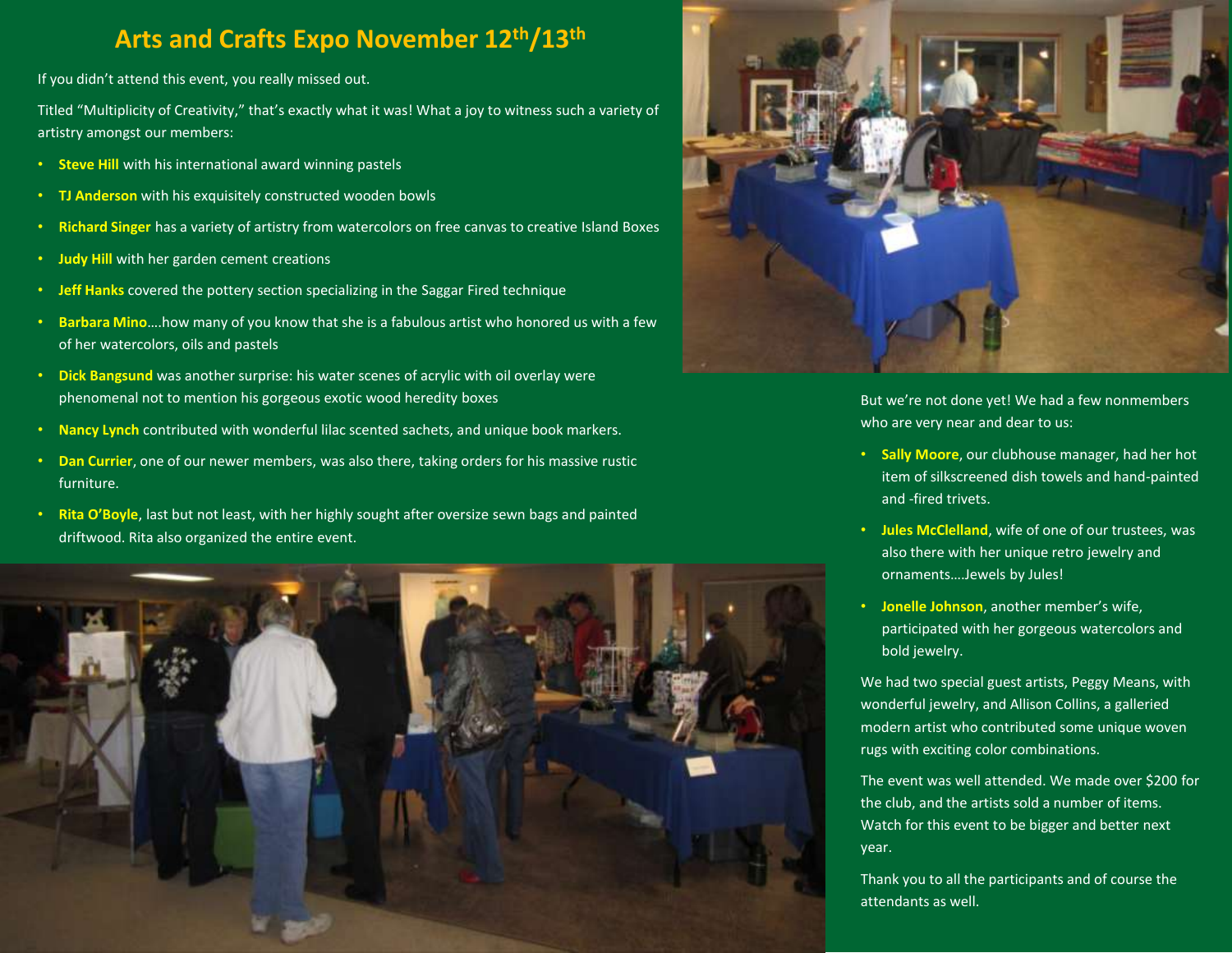# Arts and Crafts Expo November 12th/13th

If you didn't attend this event, you really missed out.

Titled "Multiplicity of Creativity," that's exactly what it was! What a joy to witness such a variety of artistry amongst our members:

- **Steve Hill** with his international award winning pastels
- **TJ Anderson** with his exquisitely constructed wooden bowls
- **Richard Singer** has a variety of artistry from watercolors on free canvas to creative Island Boxes
- **Judy Hill** with her garden cement creations
- **Jeff Hanks** covered the pottery section specializing in the Saggar Fired technique
- **Barbara Mino**….how many of you know that she is a fabulous artist who honored us with a few of her watercolors, oils and pastels
- **Dick Bangsund** was another surprise: his water scenes of acrylic with oil overlay were phenomenal not to mention his gorgeous exotic wood heredity boxes
- **Nancy Lynch** contributed with wonderful lilac scented sachets, and unique book markers.
- **Dan Currier**, one of our newer members, was also there, taking orders for his massive rustic furniture.
- **Rita O'Boyle**, last but not least, with her highly sought after oversize sewn bags and painted driftwood. Rita also organized the entire event.

But we're not done yet! We had a few nonmembers who are very near and dear to us:

- **Sally Moore**, our clubhouse manager, had her hot item of silkscreened dish towels and hand-painted and -fired trivets.
- **Jules McClelland**, wife of one of our trustees, was also there with her unique retro jewelry and ornaments….Jewels by Jules!
- **Jonelle Johnson**, another member's wife, participated with her gorgeous watercolors and bold jewelry.

We had two special guest artists, Peggy Means, with wonderful jewelry, and Allison Collins, a galleried modern artist who contributed some unique woven rugs with exciting color combinations.

The event was well attended. We made over $200 for the club, and the artists sold a number of items. Watch for this event to be bigger and better next year.

Thank you to all the participants and of course the attendants as well.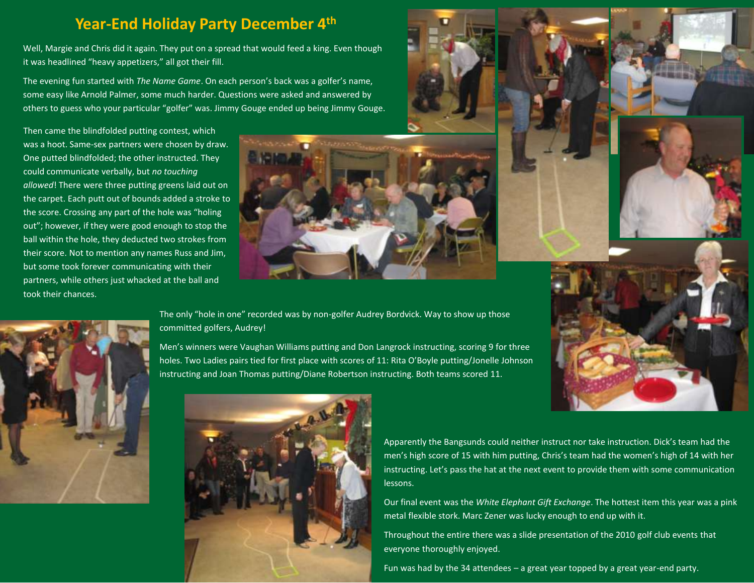## Year-End Holiday Party December 4th

Well, Margie and Chris did it again. They put on a spread that would feed a king. Even though it was headlined “heavy appetizers,” all got their fill.

The evening fun started with *The Name Game*. On each person’s back was a golfer’s name, some easy like Arnold Palmer, some much harder. Questions were asked and answered by others to guess who your particular “golfer” was. Jimmy Gouge ended up being Jimmy Gouge.

Then came the blindfolded putting contest, which was a hoot. Same-sex partners were chosen by draw. One putted blindfolded; the other instructed. They could communicate verbally, but *no touching allowed*! There were three putting greens laid out on the carpet. Each putt out of bounds added a stroke to the score. Crossing any part of the hole was “holing out”; however, if they were good enough to stop the ball within the hole, they deducted two strokes from their score. Not to mention any names Russ and Jim, but some took forever communicating with their partners, while others just whacked at the ball and took their chances.

The only “hole in one” recorded was by non-golfer Audrey Bordvick. Way to show up those committed golfers, Audrey!

Men’s winners were Vaughan Williams putting and Don Langrock instructing, scoring 9 for three holes. Two Ladies pairs tied for first place with scores of 11: Rita O’Boyle putting/Jonelle Johnson instructing and Joan Thomas putting/Diane Robertson instructing. Both teams scored 11.

Apparently the Bangsunds could neither instruct nor take instruction. Dick’s team had the men’s high score of 15 with him putting, Chris’s team had the women’s high of 14 with her instructing. Let’s pass the hat at the next event to provide them with some communication lessons.

Our final event was the *White Elephant Gift Exchange*. The hottest item this year was a pink metal flexible stork. Marc Zener was lucky enough to end up with it.

Throughout the entire there was a slide presentation of the 2010 golf club events that everyone thoroughly enjoyed.

Fun was had by the 34 attendees – a great year topped by a great year-end party.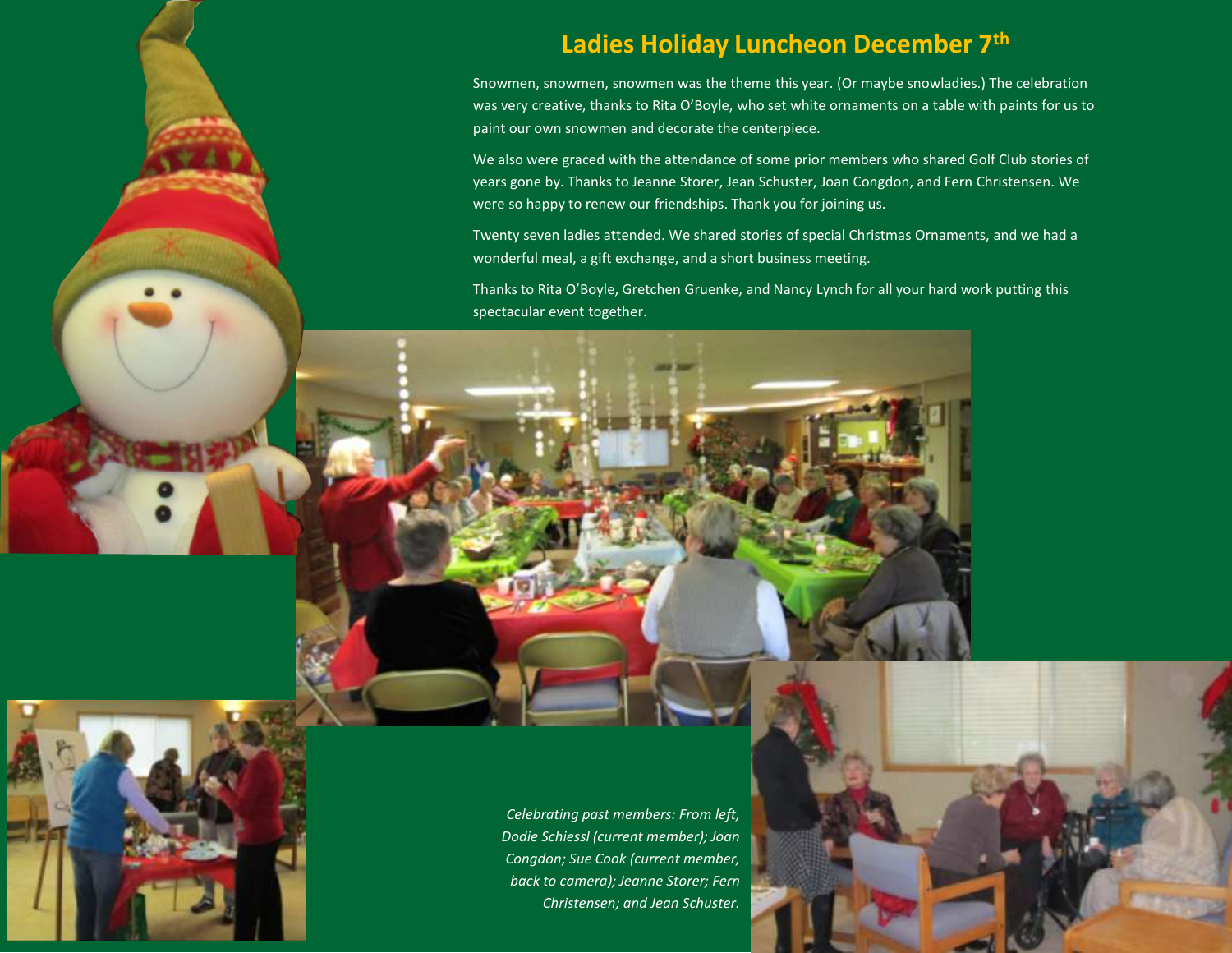## Ladies Holiday Luncheon December 7th

Snowmen, snowmen, snowmen was the theme this year. (Or maybe snowladies.) The celebration was very creative, thanks to Rita O'Boyle, who set white ornaments on a table with paints for us to paint our own snowmen and decorate the centerpiece.

We also were graced with the attendance of some prior members who shared Golf Club stories of years gone by. Thanks to Jeanne Storer, Jean Schuster, Joan Congdon, and Fern Christensen. We were so happy to renew our friendships. Thank you for joining us.

Twenty seven ladies attended. We shared stories of special Christmas Ornaments, and we had a wonderful meal, a gift exchange, and a short business meeting.

Thanks to Rita O'Boyle, Gretchen Gruenke, and Nancy Lynch for all your hard work putting this spectacular event together.

*Celebrating past members: From left, Dodie Schiessl (current member); Joan Congdon; Sue Cook (current member, back to camera); Jeanne Storer; Fern Christensen; and Jean Schuster.*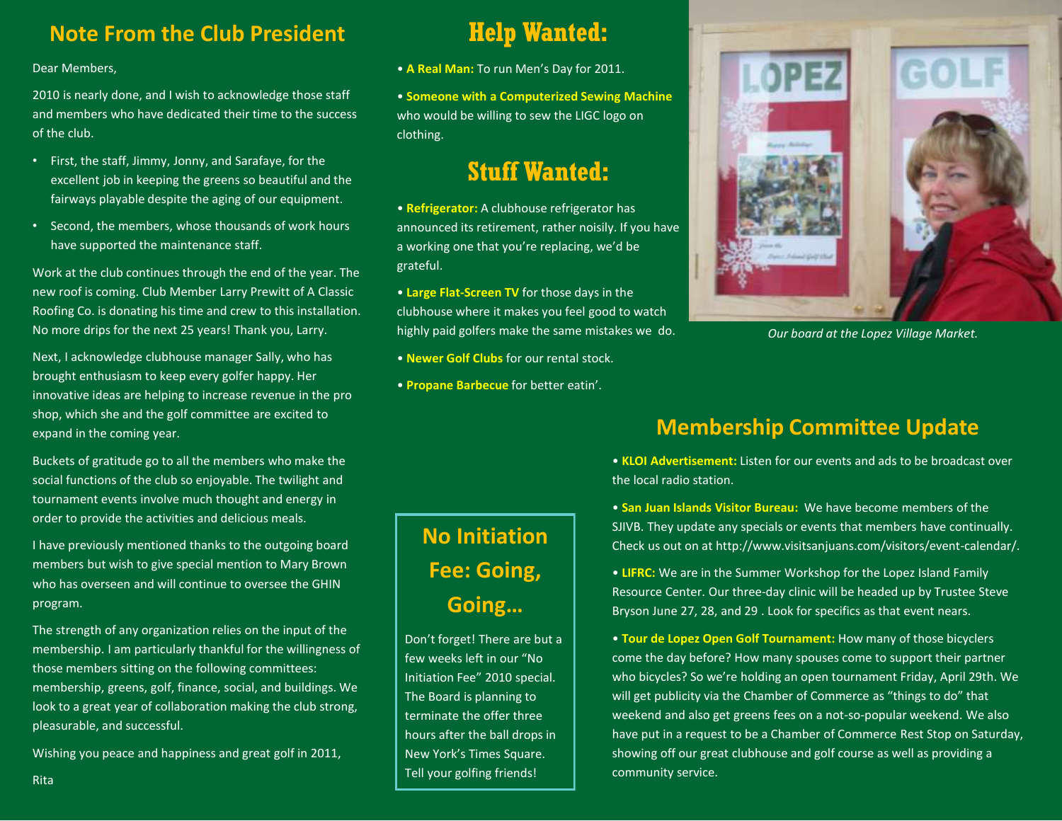## Note From the Club President

Dear Members,

2010 is nearly done, and I wish to acknowledge those staff and members who have dedicated their time to the success of the club.

- First, the staff, Jimmy, Jonny, and Sarafaye, for the excellent job in keeping the greens so beautiful and the fairways playable despite the aging of our equipment.
- Second, the members, whose thousands of work hours have supported the maintenance staff.

Work at the club continues through the end of the year. The new roof is coming. Club Member Larry Prewitt of A Classic Roofing Co. is donating his time and crew to this installation. No more drips for the next 25 years! Thank you, Larry.

Next, I acknowledge clubhouse manager Sally, who has brought enthusiasm to keep every golfer happy. Her innovative ideas are helping to increase revenue in the pro shop, which she and the golf committee are excited to expand in the coming year.

Buckets of gratitude go to all the members who make the social functions of the club so enjoyable. The twilight and tournament events involve much thought and energy in order to provide the activities and delicious meals.

I have previously mentioned thanks to the outgoing board members but wish to give special mention to Mary Brown who has overseen and will continue to oversee the GHIN program.

The strength of any organization relies on the input of the membership. I am particularly thankful for the willingness of those members sitting on the following committees: membership, greens, golf, finance, social, and buildings. We look to a great year of collaboration making the club strong, pleasurable, and successful.

Wishing you peace and happiness and great golf in 2011,

Rita

## Help Wanted:

- **A Real Man:** To run Men's Day for 2011.
- **Someone with a Computerized Sewing Machine** who would be willing to sew the LIGC logo on clothing.

## Stuff Wanted:

- **Refrigerator:** A clubhouse refrigerator has announced its retirement, rather noisily. If you have a working one that you're replacing, we'd be grateful.
- **Large Flat-Screen TV** for those days in the clubhouse where it makes you feel good to watch highly paid golfers make the same mistakes we do.
- **Newer Golf Clubs** for our rental stock.
- **Propane Barbecue** for better eatin'.

*Our board at the Lopez Village Market.*

## No Initiation Fee: Going, Going…

Don't forget! There are but a few weeks left in our "No Initiation Fee" 2010 special. The Board is planning to terminate the offer three hours after the ball drops in New York's Times Square. Tell your golfing friends!

## Membership Committee Update

- **KLOI Advertisement:** Listen for our events and ads to be broadcast over the local radio station.
- **San Juan Islands Visitor Bureau:** We have become members of the SJIVB. They update any specials or events that members have continually. Check us out on at http://www.visitsanjuans.com/visitors/event-calendar/.
- **LIFRC:** We are in the Summer Workshop for the Lopez Island Family Resource Center. Our three-day clinic will be headed up by Trustee Steve Bryson June 27, 28, and 29 . Look for specifics as that event nears.
- **Tour de Lopez Open Golf Tournament:** How many of those bicyclers come the day before? How many spouses come to support their partner who bicycles? So we're holding an open tournament Friday, April 29th. We will get publicity via the Chamber of Commerce as "things to do" that weekend and also get greens fees on a not-so-popular weekend. We also have put in a request to be a Chamber of Commerce Rest Stop on Saturday, showing off our great clubhouse and golf course as well as providing a community service.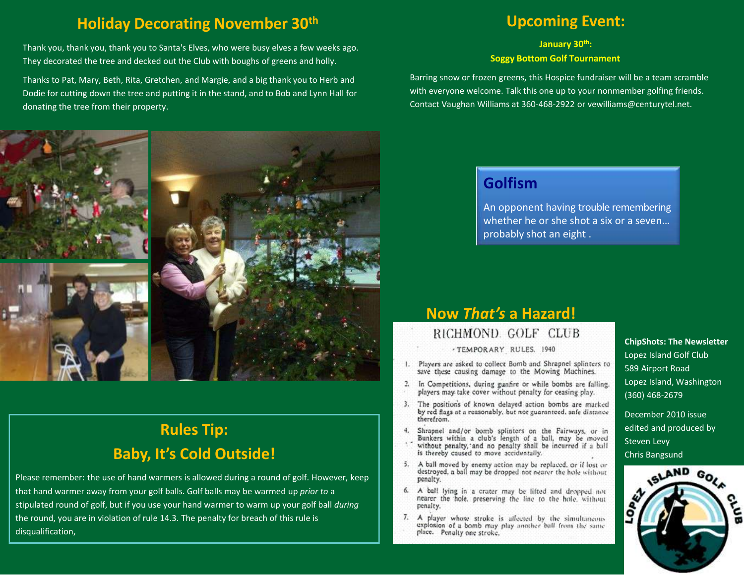## Holiday Decorating November 30th

Thank you, thank you, thank you to Santa's Elves, who were busy elves a few weeks ago. They decorated the tree and decked out the Club with boughs of greens and holly.

Thanks to Pat, Mary, Beth, Rita, Gretchen, and Margie, and a big thank you to Herb and Dodie for cutting down the tree and putting it in the stand, and to Bob and Lynn Hall for donating the tree from their property.

## Rules Tip: Baby, It's Cold Outside!

Please remember: the use of hand warmers is allowed during a round of golf. However, keep that hand warmer away from your golf balls. Golf balls may be warmed up *prior to* a stipulated round of golf, but if you use your hand warmer to warm up your golf ball *during* the round, you are in violation of rule 14.3. The penalty for breach of this rule is disqualification,

## Upcoming Event:

**January 30th:**
**Soggy Bottom Golf Tournament**

Barring snow or frozen greens, this Hospice fundraiser will be a team scramble with everyone welcome. Talk this one up to your nonmember golfing friends. Contact Vaughan Williams at 360-468-2922 or vewilliams@centurytel.net.

## Golfism

An opponent having trouble remembering whether he or she shot a six or a seven... probably shot an eight .

## Now *That's* a Hazard!

RICHMOND GOLF CLUB

TEMPORARY RULES. 1940

1. Players are asked to collect Bomb and Shrapnel splinters to save these causing damage to the Mowing Machines.
2. In Competitions, during gunfire or while bombs are falling, players may take cover without penalty for ceasing play.
3. The positions of known delayed action bombs are marked by red flags at a reasonably, but not guaranteed, safe distance therefrom.
4. Shrapnel and/or bomb splinters on the Fairways, or in Bunkers within a club's length of a ball, may be moved without penalty, and no penalty shall be incurred if a ball is thereby caused to move accidentally.
5. A ball moved by enemy action may be replaced, or if lost or destroyed, a ball may be dropped not nearer the hole without penalty.
6. A ball lying in a crater may be lifted and dropped not nearer the hole, preserving the line to the hole, without penalty.
7. A player whose stroke is affected by the simultaneous explosion of a bomb may play another ball from the same place. Penalty one stroke.

**ChipShots: The Newsletter**
Lopez Island Golf Club
589 Airport Road
Lopez Island, Washington
(360) 468-2679

December 2010 issue
edited and produced by
Steven Levy
Chris Bangsund